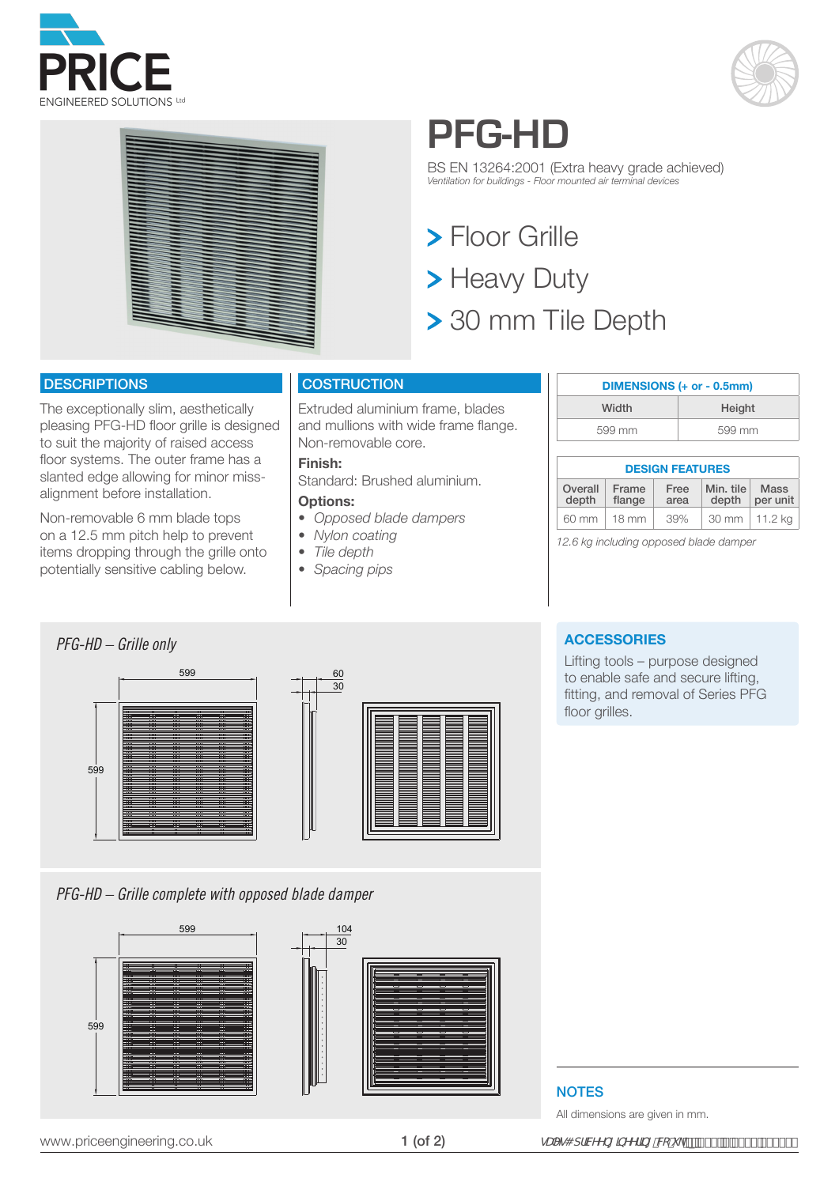# PFG-HD

BS EN 13264:2001 (Extra heavy grade achieved)
*Ventilation for buildings - Floor mounted air terminal devices*

> Floor Grille
> Heavy Duty
> 30 mm Tile Depth

## DESCRIPTIONS

The exceptionally slim, aesthetically pleasing PFG-HD floor grille is designed to suit the majority of raised access floor systems. The outer frame has a slanted edge allowing for minor miss-alignment before installation.

Non-removable 6 mm blade tops on a 12.5 mm pitch help to prevent items dropping through the grille onto potentially sensitive cabling below.

## COSTRUCTION

Extruded aluminium frame, blades and mullions with wide frame flange. Non-removable core.

**Finish:**

Standard: Brushed aluminium.

**Options:**

- *Opposed blade dampers*
- *Nylon coating*
- *Tile depth*
- *Spacing pips*

| DIMENSIONS (+ or - 0.5mm) | |
|---|---|
| Width | Height |
| 599 mm | 599 mm |

| DESIGN FEATURES | | | | |
|---|---|---|---|---|
| Overall depth | Frame flange | Free area | Min. tile depth | Mass per unit |
| 60 mm | 18 mm | 39% | 30 mm | 11.2 kg |

*12.6 kg including opposed blade damper*

*PFG-HD – Grille only*

599, 599, 60, 30

*PFG-HD – Grille complete with opposed blade damper*

599, 599, 104, 30

## ACCESSORIES

Lifting tools – purpose designed to enable safe and secure lifting, fitting, and removal of Series PFG floor grilles.

## NOTES

All dimensions are given in mm.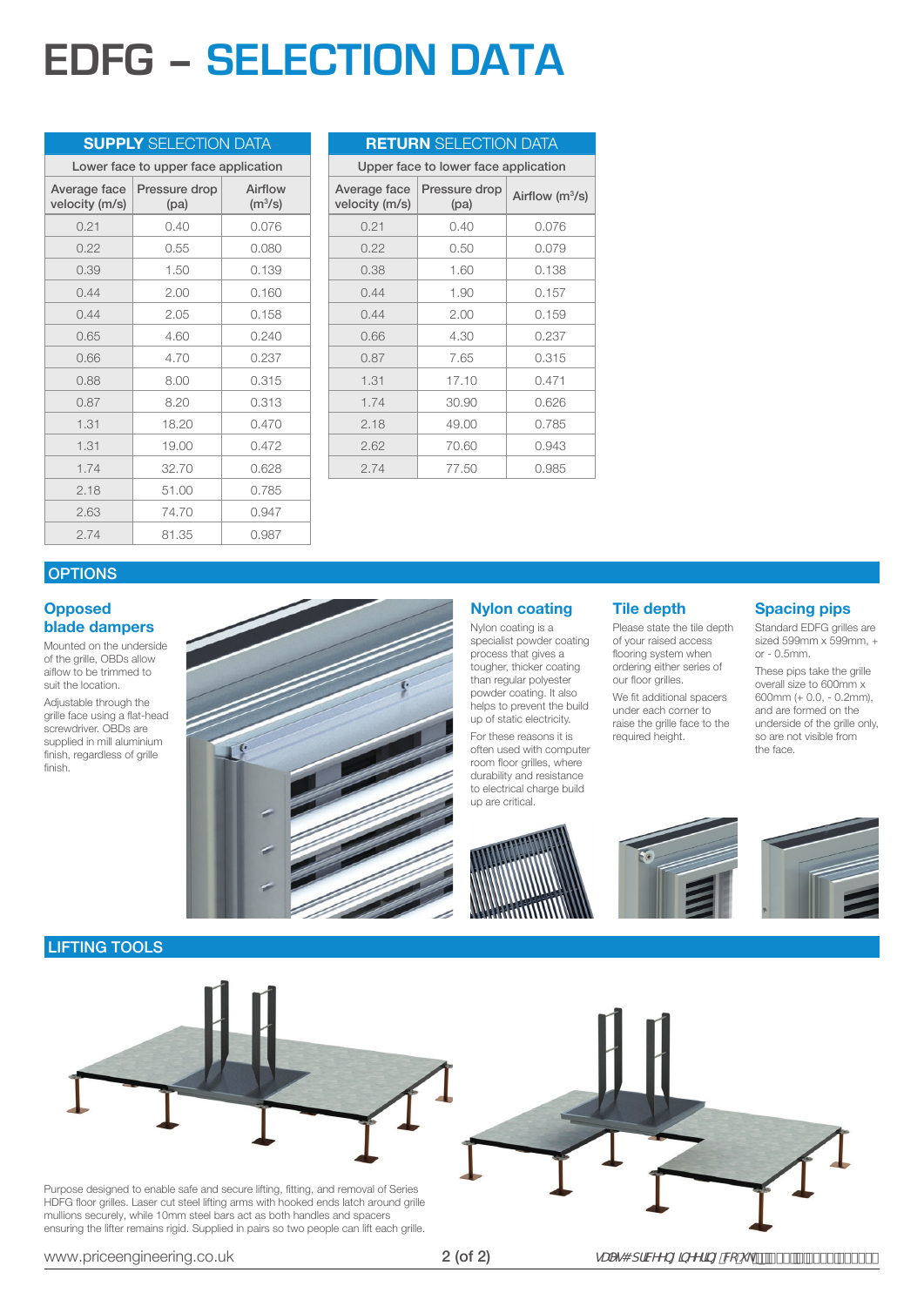# EDFG – SELECTION DATA

## SUPPLY SELECTION DATA

Lower face to upper face application

| Average face velocity (m/s) | Pressure drop (pa) | Airflow ($m^3/s$) |
|---|---|---|
| 0.21 | 0.40 | 0.076 |
| 0.22 | 0.55 | 0.080 |
| 0.39 | 1.50 | 0.139 |
| 0.44 | 2.00 | 0.160 |
| 0.44 | 2.05 | 0.158 |
| 0.65 | 4.60 | 0.240 |
| 0.66 | 4.70 | 0.237 |
| 0.88 | 8.00 | 0.315 |
| 0.87 | 8.20 | 0.313 |
| 1.31 | 18.20 | 0.470 |
| 1.31 | 19.00 | 0.472 |
| 1.74 | 32.70 | 0.628 |
| 2.18 | 51.00 | 0.785 |
| 2.63 | 74.70 | 0.947 |
| 2.74 | 81.35 | 0.987 |

## RETURN SELECTION DATA

Upper face to lower face application

| Average face velocity (m/s) | Pressure drop (pa) | Airflow ($m^3/s$) |
|---|---|---|
| 0.21 | 0.40 | 0.076 |
| 0.22 | 0.50 | 0.079 |
| 0.38 | 1.60 | 0.138 |
| 0.44 | 1.90 | 0.157 |
| 0.44 | 2.00 | 0.159 |
| 0.66 | 4.30 | 0.237 |
| 0.87 | 7.65 | 0.315 |
| 1.31 | 17.10 | 0.471 |
| 1.74 | 30.90 | 0.626 |
| 2.18 | 49.00 | 0.785 |
| 2.62 | 70.60 | 0.943 |
| 2.74 | 77.50 | 0.985 |

## OPTIONS

### Opposed blade dampers

Mounted on the underside of the grille, OBDs allow aiflow to be trimmed to suit the location.

Adjustable through the grille face using a flat-head screwdriver. OBDs are supplied in mill aluminium finish, regardless of grille finish.

### Nylon coating

Nylon coating is a specialist powder coating process that gives a tougher, thicker coating than regular polyester powder coating. It also helps to prevent the build up of static electricity.

For these reasons it is often used with computer room floor grilles, where durability and resistance to electrical charge build up are critical.

### Tile depth

Please state the tile depth of your raised access flooring system when ordering either series of our floor grilles.

We fit additional spacers under each corner to raise the grille face to the required height.

### Spacing pips

Standard EDFG grilles are sized 599mm x 599mm, + or - 0.5mm.

These pips take the grille overall size to 600mm x 600mm (+ 0.0, - 0.2mm), and are formed on the underside of the grille only, so are not visible from the face.

## LIFTING TOOLS

Purpose designed to enable safe and secure lifting, fitting, and removal of Series HDFG floor grilles. Laser cut steel lifting arms with hooked ends latch around grille mullions securely, while 10mm steel bars act as both handles and spacers ensuring the lifter remains rigid. Supplied in pairs so two people can lift each grille.

www.priceengineering.co.uk